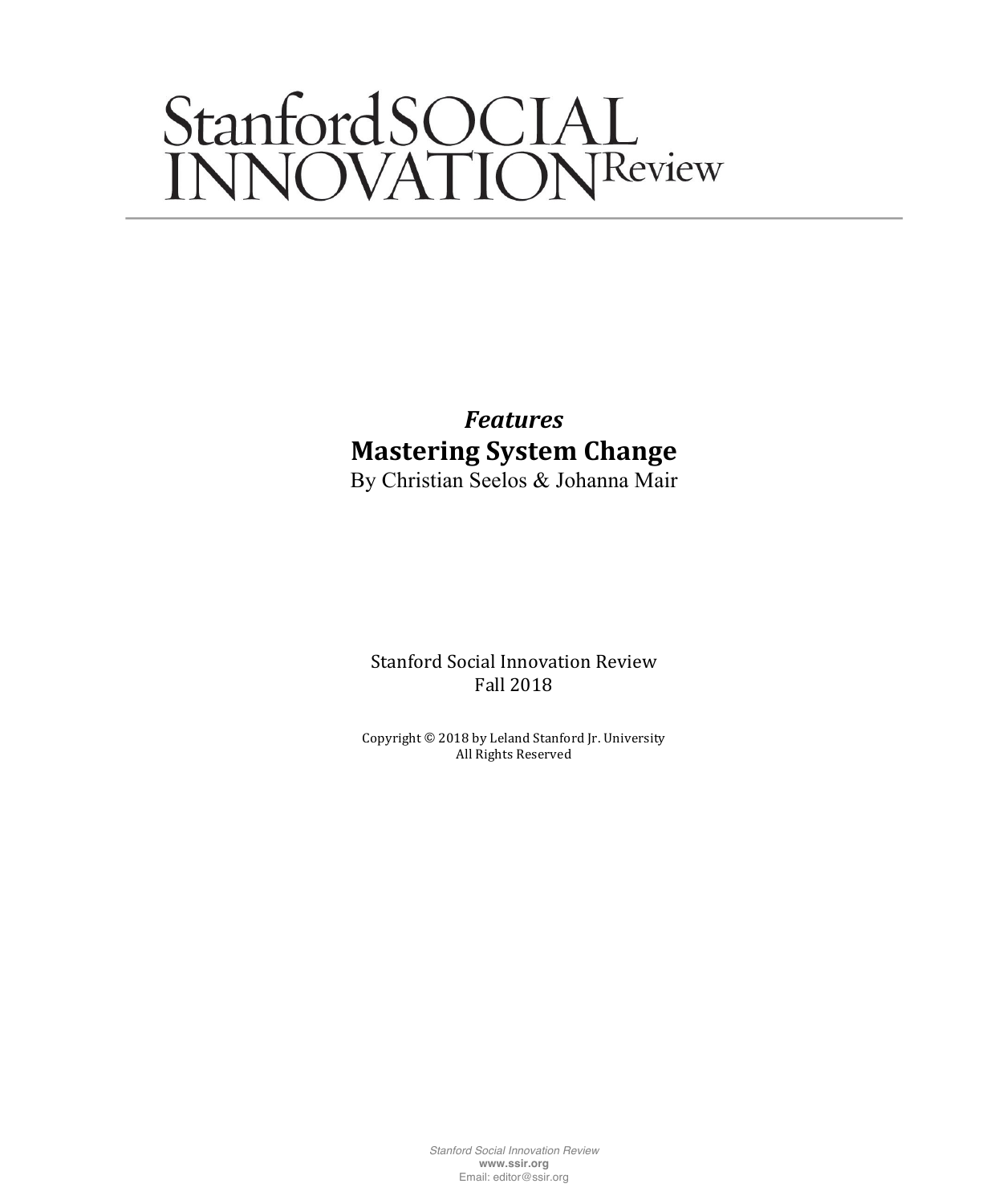# Stanford SOCIAL INNOVATION Review

*Features*

## Mastering System Change

By Christian Seelos & Johanna Mair

Stanford Social Innovation Review
Fall 2018

Copyright © 2018 by Leland Stanford Jr. University
All Rights Reserved

*Stanford Social Innovation Review*
**www.ssir.org**
Email: editor@ssir.org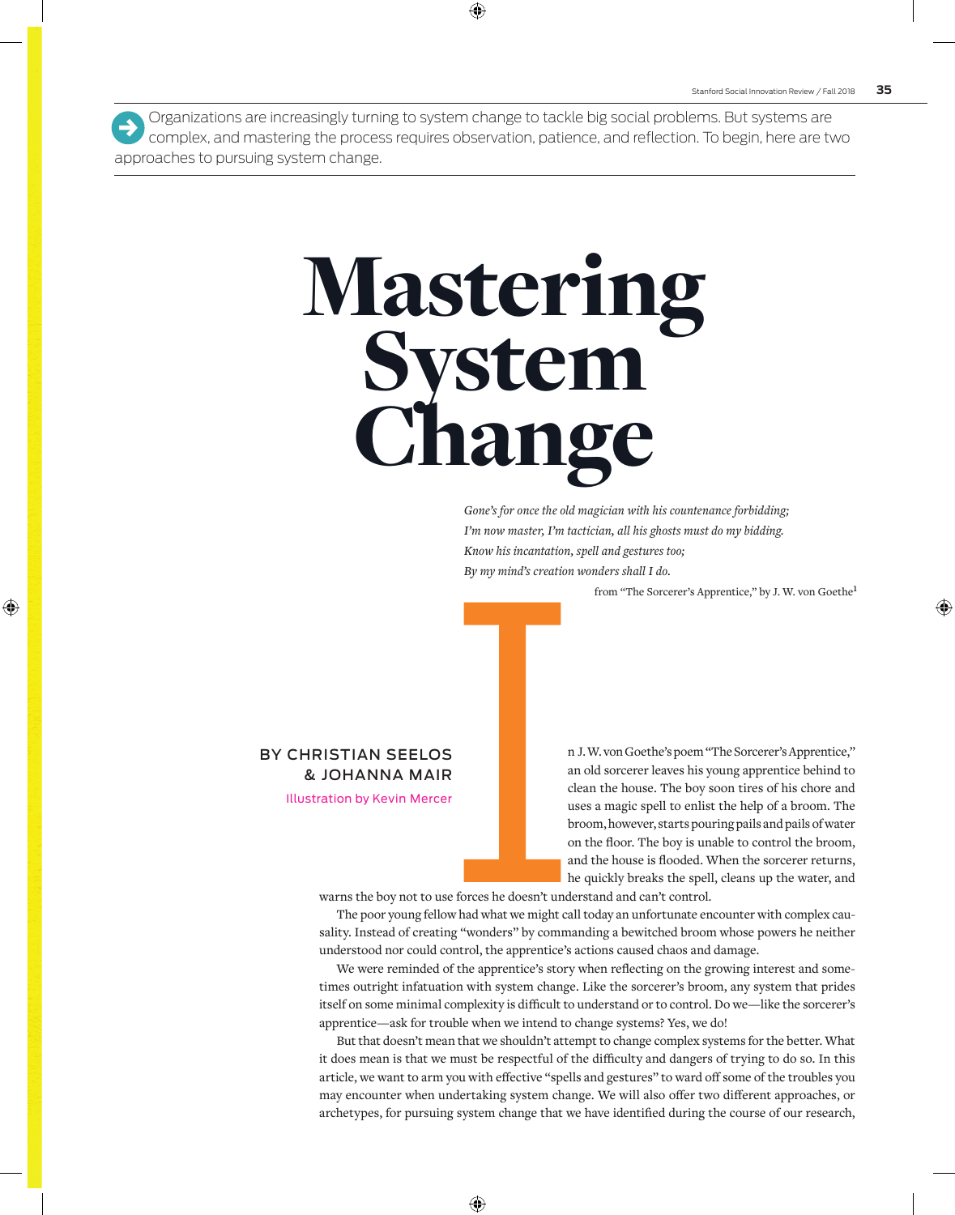Organizations are increasingly turning to system change to tackle big social problems. But systems are complex, and mastering the process requires observation, patience, and reflection. To begin, here are two approaches to pursuing system change.

# Mastering System Change

*Gone's for once the old magician with his countenance forbidding;*
*I'm now master, I'm tactician, all his ghosts must do my bidding.*
*Know his incantation, spell and gestures too;*
*By my mind's creation wonders shall I do.*

from "The Sorcerer's Apprentice," by J. W. von Goethe[1]

**BY CHRISTIAN SEELOS & JOHANNA MAIR**

Illustration by Kevin Mercer

In J. W. von Goethe's poem "The Sorcerer's Apprentice," an old sorcerer leaves his young apprentice behind to clean the house. The boy soon tires of his chore and uses a magic spell to enlist the help of a broom. The broom, however, starts pouring pails and pails of water on the floor. The boy is unable to control the broom, and the house is flooded. When the sorcerer returns, he quickly breaks the spell, cleans up the water, and warns the boy not to use forces he doesn't understand and can't control.

The poor young fellow had what we might call today an unfortunate encounter with complex causality. Instead of creating "wonders" by commanding a bewitched broom whose powers he neither understood nor could control, the apprentice's actions caused chaos and damage.

We were reminded of the apprentice's story when reflecting on the growing interest and sometimes outright infatuation with system change. Like the sorcerer's broom, any system that prides itself on some minimal complexity is difficult to understand or to control. Do we—like the sorcerer's apprentice—ask for trouble when we intend to change systems? Yes, we do!

But that doesn't mean that we shouldn't attempt to change complex systems for the better. What it does mean is that we must be respectful of the difficulty and dangers of trying to do so. In this article, we want to arm you with effective "spells and gestures" to ward off some of the troubles you may encounter when undertaking system change. We will also offer two different approaches, or archetypes, for pursuing system change that we have identified during the course of our research,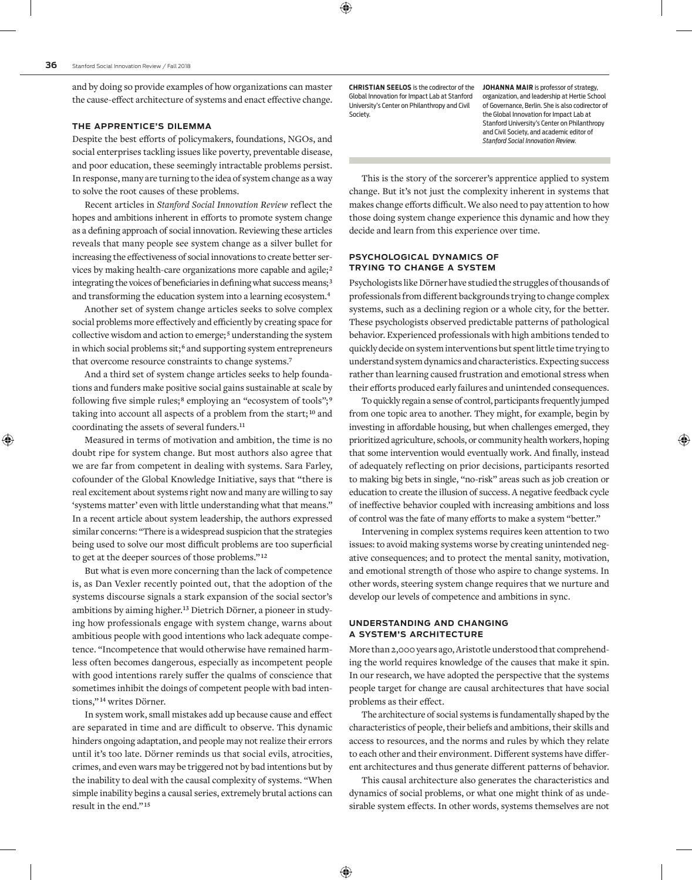and by doing so provide examples of how organizations can master the cause-effect architecture of systems and enact effective change.

## THE APPRENTICE'S DILEMMA

Despite the best efforts of policymakers, foundations, NGOs, and social enterprises tackling issues like poverty, preventable disease, and poor education, these seemingly intractable problems persist. In response, many are turning to the idea of system change as a way to solve the root causes of these problems.

Recent articles in *Stanford Social Innovation Review* reflect the hopes and ambitions inherent in efforts to promote system change as a defining approach of social innovation. Reviewing these articles reveals that many people see system change as a silver bullet for increasing the effectiveness of social innovations to create better services by making health-care organizations more capable and agile;[2] integrating the voices of beneficiaries in defining what success means;[3] and transforming the education system into a learning ecosystem.[4]

Another set of system change articles seeks to solve complex social problems more effectively and efficiently by creating space for collective wisdom and action to emerge;[5] understanding the system in which social problems sit;[6] and supporting system entrepreneurs that overcome resource constraints to change systems.[7]

And a third set of system change articles seeks to help foundations and funders make positive social gains sustainable at scale by following five simple rules;[8] employing an "ecosystem of tools";[9] taking into account all aspects of a problem from the start;[10] and coordinating the assets of several funders.[11]

Measured in terms of motivation and ambition, the time is no doubt ripe for system change. But most authors also agree that we are far from competent in dealing with systems. Sara Farley, cofounder of the Global Knowledge Initiative, says that "there is real excitement about systems right now and many are willing to say 'systems matter' even with little understanding what that means." In a recent article about system leadership, the authors expressed similar concerns: "There is a widespread suspicion that the strategies being used to solve our most difficult problems are too superficial to get at the deeper sources of those problems."[12]

But what is even more concerning than the lack of competence is, as Dan Vexler recently pointed out, that the adoption of the systems discourse signals a stark expansion of the social sector's ambitions by aiming higher.[13] Dietrich Dörner, a pioneer in studying how professionals engage with system change, warns about ambitious people with good intentions who lack adequate competence. "Incompetence that would otherwise have remained harmless often becomes dangerous, especially as incompetent people with good intentions rarely suffer the qualms of conscience that sometimes inhibit the doings of competent people with bad intentions,"[14] writes Dörner.

In system work, small mistakes add up because cause and effect are separated in time and are difficult to observe. This dynamic hinders ongoing adaptation, and people may not realize their errors until it's too late. Dörner reminds us that social evils, atrocities, crimes, and even wars may be triggered not by bad intentions but by the inability to deal with the causal complexity of systems. "When simple inability begins a causal series, extremely brutal actions can result in the end."[15]

**CHRISTIAN SEELOS** is the codirector of the Global Innovation for Impact Lab at Stanford University's Center on Philanthropy and Civil Society.

**JOHANNA MAIR** is professor of strategy, organization, and leadership at Hertie School of Governance, Berlin. She is also codirector of the Global Innovation for Impact Lab at Stanford University's Center on Philanthropy and Civil Society, and academic editor of *Stanford Social Innovation Review.*

This is the story of the sorcerer's apprentice applied to system change. But it's not just the complexity inherent in systems that makes change efforts difficult. We also need to pay attention to how those doing system change experience this dynamic and how they decide and learn from this experience over time.

## PSYCHOLOGICAL DYNAMICS OF TRYING TO CHANGE A SYSTEM

Psychologists like Dörner have studied the struggles of thousands of professionals from different backgrounds trying to change complex systems, such as a declining region or a whole city, for the better. These psychologists observed predictable patterns of pathological behavior. Experienced professionals with high ambitions tended to quickly decide on system interventions but spent little time trying to understand system dynamics and characteristics. Expecting success rather than learning caused frustration and emotional stress when their efforts produced early failures and unintended consequences.

To quickly regain a sense of control, participants frequently jumped from one topic area to another. They might, for example, begin by investing in affordable housing, but when challenges emerged, they prioritized agriculture, schools, or community health workers, hoping that some intervention would eventually work. And finally, instead of adequately reflecting on prior decisions, participants resorted to making big bets in single, "no-risk" areas such as job creation or education to create the illusion of success. A negative feedback cycle of ineffective behavior coupled with increasing ambitions and loss of control was the fate of many efforts to make a system "better."

Intervening in complex systems requires keen attention to two issues: to avoid making systems worse by creating unintended negative consequences; and to protect the mental sanity, motivation, and emotional strength of those who aspire to change systems. In other words, steering system change requires that we nurture and develop our levels of competence and ambitions in sync.

## UNDERSTANDING AND CHANGING A SYSTEM'S ARCHITECTURE

More than 2,000 years ago, Aristotle understood that comprehending the world requires knowledge of the causes that make it spin. In our research, we have adopted the perspective that the systems people target for change are causal architectures that have social problems as their effect.

The architecture of social systems is fundamentally shaped by the characteristics of people, their beliefs and ambitions, their skills and access to resources, and the norms and rules by which they relate to each other and their environment. Different systems have different architectures and thus generate different patterns of behavior.

This causal architecture also generates the characteristics and dynamics of social problems, or what one might think of as undesirable system effects. In other words, systems themselves are not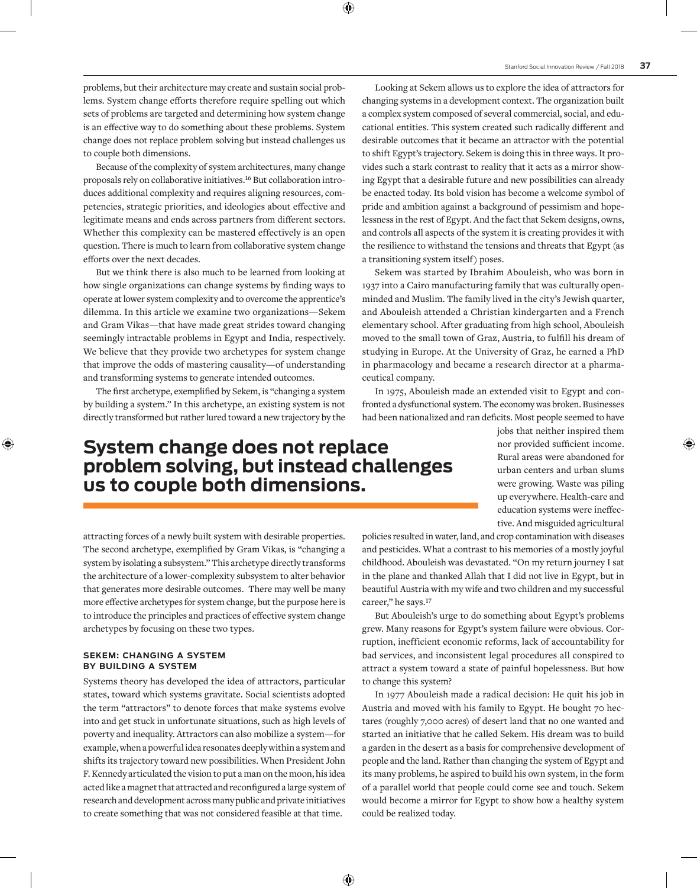problems, but their architecture may create and sustain social problems. System change efforts therefore require spelling out which sets of problems are targeted and determining how system change is an effective way to do something about these problems. System change does not replace problem solving but instead challenges us to couple both dimensions.

Because of the complexity of system architectures, many change proposals rely on collaborative initiatives.[16] But collaboration introduces additional complexity and requires aligning resources, competencies, strategic priorities, and ideologies about effective and legitimate means and ends across partners from different sectors. Whether this complexity can be mastered effectively is an open question. There is much to learn from collaborative system change efforts over the next decades.

But we think there is also much to be learned from looking at how single organizations can change systems by finding ways to operate at lower system complexity and to overcome the apprentice's dilemma. In this article we examine two organizations—Sekem and Gram Vikas—that have made great strides toward changing seemingly intractable problems in Egypt and India, respectively. We believe that they provide two archetypes for system change that improve the odds of mastering causality—of understanding and transforming systems to generate intended outcomes.

The first archetype, exemplified by Sekem, is "changing a system by building a system." In this archetype, an existing system is not directly transformed but rather lured toward a new trajectory by the attracting forces of a newly built system with desirable properties. The second archetype, exemplified by Gram Vikas, is "changing a system by isolating a subsystem." This archetype directly transforms the architecture of a lower-complexity subsystem to alter behavior that generates more desirable outcomes. There may well be many more effective archetypes for system change, but the purpose here is to introduce the principles and practices of effective system change archetypes by focusing on these two types.

**System change does not replace problem solving, but instead challenges us to couple both dimensions.**

### SEKEM: CHANGING A SYSTEM BY BUILDING A SYSTEM

Systems theory has developed the idea of attractors, particular states, toward which systems gravitate. Social scientists adopted the term "attractors" to denote forces that make systems evolve into and get stuck in unfortunate situations, such as high levels of poverty and inequality. Attractors can also mobilize a system—for example, when a powerful idea resonates deeply within a system and shifts its trajectory toward new possibilities. When President John F. Kennedy articulated the vision to put a man on the moon, his idea acted like a magnet that attracted and reconfigured a large system of research and development across many public and private initiatives to create something that was not considered feasible at that time.

Looking at Sekem allows us to explore the idea of attractors for changing systems in a development context. The organization built a complex system composed of several commercial, social, and educational entities. This system created such radically different and desirable outcomes that it became an attractor with the potential to shift Egypt's trajectory. Sekem is doing this in three ways. It provides such a stark contrast to reality that it acts as a mirror showing Egypt that a desirable future and new possibilities can already be enacted today. Its bold vision has become a welcome symbol of pride and ambition against a background of pessimism and hopelessness in the rest of Egypt. And the fact that Sekem designs, owns, and controls all aspects of the system it is creating provides it with the resilience to withstand the tensions and threats that Egypt (as a transitioning system itself) poses.

Sekem was started by Ibrahim Abouleish, who was born in 1937 into a Cairo manufacturing family that was culturally open-minded and Muslim. The family lived in the city's Jewish quarter, and Abouleish attended a Christian kindergarten and a French elementary school. After graduating from high school, Abouleish moved to the small town of Graz, Austria, to fulfill his dream of studying in Europe. At the University of Graz, he earned a PhD in pharmacology and became a research director at a pharmaceutical company.

In 1975, Abouleish made an extended visit to Egypt and confronted a dysfunctional system. The economy was broken. Businesses had been nationalized and ran deficits. Most people seemed to have jobs that neither inspired them nor provided sufficient income. Rural areas were abandoned for urban centers and urban slums were growing. Waste was piling up everywhere. Health-care and education systems were ineffective. And misguided agricultural policies resulted in water, land, and crop contamination with diseases and pesticides. What a contrast to his memories of a mostly joyful childhood. Abouleish was devastated. "On my return journey I sat in the plane and thanked Allah that I did not live in Egypt, but in beautiful Austria with my wife and two children and my successful career," he says.[17]

But Abouleish's urge to do something about Egypt's problems grew. Many reasons for Egypt's system failure were obvious. Corruption, inefficient economic reforms, lack of accountability for bad services, and inconsistent legal procedures all conspired to attract a system toward a state of painful hopelessness. But how to change this system?

In 1977 Abouleish made a radical decision: He quit his job in Austria and moved with his family to Egypt. He bought 70 hectares (roughly 7,000 acres) of desert land that no one wanted and started an initiative that he called Sekem. His dream was to build a garden in the desert as a basis for comprehensive development of people and the land. Rather than changing the system of Egypt and its many problems, he aspired to build his own system, in the form of a parallel world that people could come see and touch. Sekem would become a mirror for Egypt to show how a healthy system could be realized today.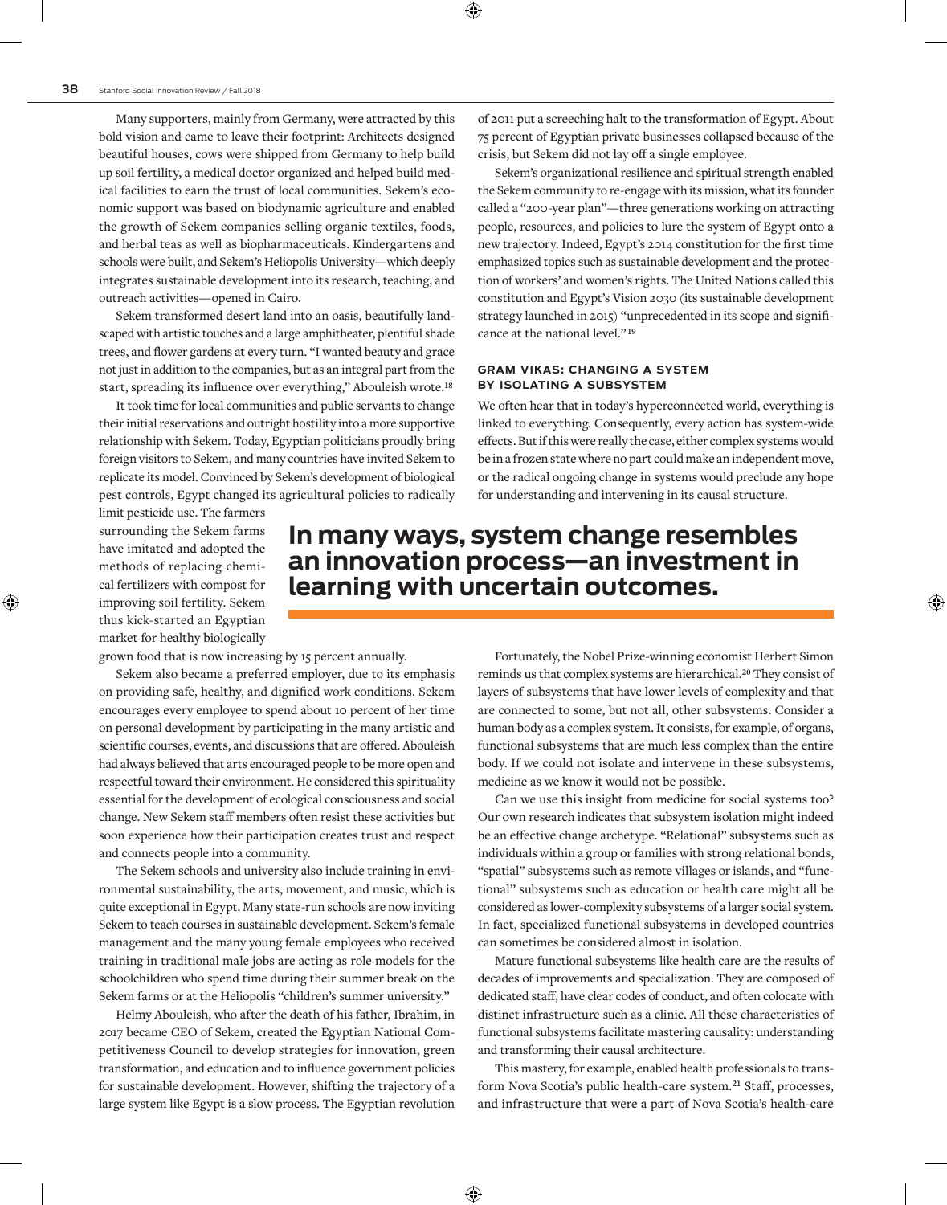Many supporters, mainly from Germany, were attracted by this bold vision and came to leave their footprint: Architects designed beautiful houses, cows were shipped from Germany to help build up soil fertility, a medical doctor organized and helped build medical facilities to earn the trust of local communities. Sekem's economic support was based on biodynamic agriculture and enabled the growth of Sekem companies selling organic textiles, foods, and herbal teas as well as biopharmaceuticals. Kindergartens and schools were built, and Sekem's Heliopolis University—which deeply integrates sustainable development into its research, teaching, and outreach activities—opened in Cairo.

Sekem transformed desert land into an oasis, beautifully landscaped with artistic touches and a large amphitheater, plentiful shade trees, and flower gardens at every turn. "I wanted beauty and grace not just in addition to the companies, but as an integral part from the start, spreading its influence over everything," Abouleish wrote.[18]

It took time for local communities and public servants to change their initial reservations and outright hostility into a more supportive relationship with Sekem. Today, Egyptian politicians proudly bring foreign visitors to Sekem, and many countries have invited Sekem to replicate its model. Convinced by Sekem's development of biological pest controls, Egypt changed its agricultural policies to radically limit pesticide use. The farmers surrounding the Sekem farms have imitated and adopted the methods of replacing chemical fertilizers with compost for improving soil fertility. Sekem thus kick-started an Egyptian market for healthy biologically grown food that is now increasing by 15 percent annually.

Sekem also became a preferred employer, due to its emphasis on providing safe, healthy, and dignified work conditions. Sekem encourages every employee to spend about 10 percent of her time on personal development by participating in the many artistic and scientific courses, events, and discussions that are offered. Abouleish had always believed that arts encouraged people to be more open and respectful toward their environment. He considered this spirituality essential for the development of ecological consciousness and social change. New Sekem staff members often resist these activities but soon experience how their participation creates trust and respect and connects people into a community.

The Sekem schools and university also include training in environmental sustainability, the arts, movement, and music, which is quite exceptional in Egypt. Many state-run schools are now inviting Sekem to teach courses in sustainable development. Sekem's female management and the many young female employees who received training in traditional male jobs are acting as role models for the schoolchildren who spend time during their summer break on the Sekem farms or at the Heliopolis "children's summer university."

Helmy Abouleish, who after the death of his father, Ibrahim, in 2017 became CEO of Sekem, created the Egyptian National Competitiveness Council to develop strategies for innovation, green transformation, and education and to influence government policies for sustainable development. However, shifting the trajectory of a large system like Egypt is a slow process. The Egyptian revolution of 2011 put a screeching halt to the transformation of Egypt. About 75 percent of Egyptian private businesses collapsed because of the crisis, but Sekem did not lay off a single employee.

Sekem's organizational resilience and spiritual strength enabled the Sekem community to re-engage with its mission, what its founder called a "200-year plan"—three generations working on attracting people, resources, and policies to lure the system of Egypt onto a new trajectory. Indeed, Egypt's 2014 constitution for the first time emphasized topics such as sustainable development and the protection of workers' and women's rights. The United Nations called this constitution and Egypt's Vision 2030 (its sustainable development strategy launched in 2015) "unprecedented in its scope and significance at the national level."[19]

### GRAM VIKAS: CHANGING A SYSTEM BY ISOLATING A SUBSYSTEM

We often hear that in today's hyperconnected world, everything is linked to everything. Consequently, every action has system-wide effects. But if this were really the case, either complex systems would be in a frozen state where no part could make an independent move, or the radical ongoing change in systems would preclude any hope for understanding and intervening in its causal structure.

**In many ways, system change resembles an innovation process—an investment in learning with uncertain outcomes.**

Fortunately, the Nobel Prize-winning economist Herbert Simon reminds us that complex systems are hierarchical.[20] They consist of layers of subsystems that have lower levels of complexity and that are connected to some, but not all, other subsystems. Consider a human body as a complex system. It consists, for example, of organs, functional subsystems that are much less complex than the entire body. If we could not isolate and intervene in these subsystems, medicine as we know it would not be possible.

Can we use this insight from medicine for social systems too? Our own research indicates that subsystem isolation might indeed be an effective change archetype. "Relational" subsystems such as individuals within a group or families with strong relational bonds, "spatial" subsystems such as remote villages or islands, and "functional" subsystems such as education or health care might all be considered as lower-complexity subsystems of a larger social system. In fact, specialized functional subsystems in developed countries can sometimes be considered almost in isolation.

Mature functional subsystems like health care are the results of decades of improvements and specialization. They are composed of dedicated staff, have clear codes of conduct, and often colocate with distinct infrastructure such as a clinic. All these characteristics of functional subsystems facilitate mastering causality: understanding and transforming their causal architecture.

This mastery, for example, enabled health professionals to transform Nova Scotia's public health-care system.[21] Staff, processes, and infrastructure that were a part of Nova Scotia's health-care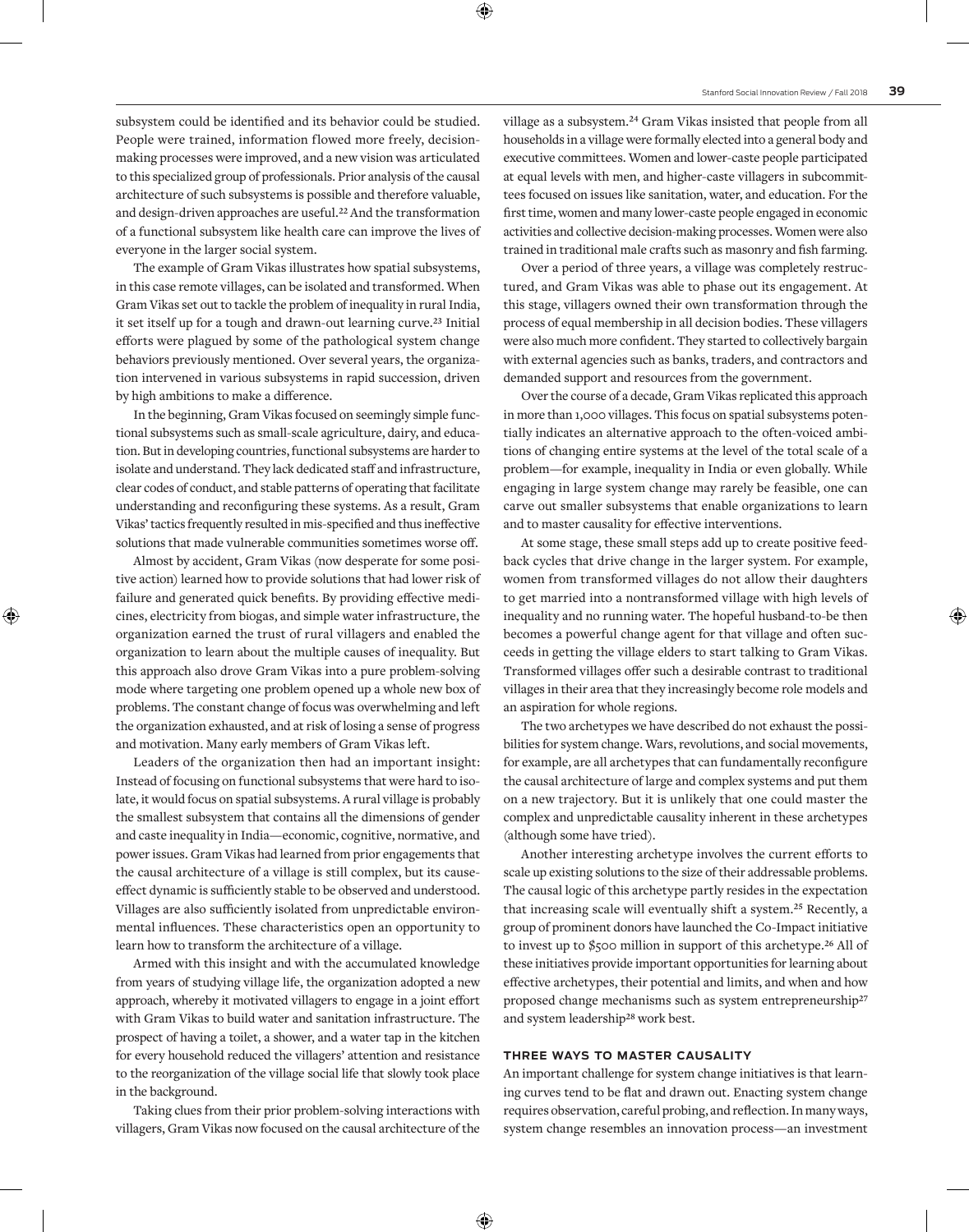subsystem could be identified and its behavior could be studied. People were trained, information flowed more freely, decision-making processes were improved, and a new vision was articulated to this specialized group of professionals. Prior analysis of the causal architecture of such subsystems is possible and therefore valuable, and design-driven approaches are useful.[22] And the transformation of a functional subsystem like health care can improve the lives of everyone in the larger social system.

The example of Gram Vikas illustrates how spatial subsystems, in this case remote villages, can be isolated and transformed. When Gram Vikas set out to tackle the problem of inequality in rural India, it set itself up for a tough and drawn-out learning curve.[23] Initial efforts were plagued by some of the pathological system change behaviors previously mentioned. Over several years, the organization intervened in various subsystems in rapid succession, driven by high ambitions to make a difference.

In the beginning, Gram Vikas focused on seemingly simple functional subsystems such as small-scale agriculture, dairy, and education. But in developing countries, functional subsystems are harder to isolate and understand. They lack dedicated staff and infrastructure, clear codes of conduct, and stable patterns of operating that facilitate understanding and reconfiguring these systems. As a result, Gram Vikas' tactics frequently resulted in mis-specified and thus ineffective solutions that made vulnerable communities sometimes worse off.

Almost by accident, Gram Vikas (now desperate for some positive action) learned how to provide solutions that had lower risk of failure and generated quick benefits. By providing effective medicines, electricity from biogas, and simple water infrastructure, the organization earned the trust of rural villagers and enabled the organization to learn about the multiple causes of inequality. But this approach also drove Gram Vikas into a pure problem-solving mode where targeting one problem opened up a whole new box of problems. The constant change of focus was overwhelming and left the organization exhausted, and at risk of losing a sense of progress and motivation. Many early members of Gram Vikas left.

Leaders of the organization then had an important insight: Instead of focusing on functional subsystems that were hard to isolate, it would focus on spatial subsystems. A rural village is probably the smallest subsystem that contains all the dimensions of gender and caste inequality in India—economic, cognitive, normative, and power issues. Gram Vikas had learned from prior engagements that the causal architecture of a village is still complex, but its cause-effect dynamic is sufficiently stable to be observed and understood. Villages are also sufficiently isolated from unpredictable environmental influences. These characteristics open an opportunity to learn how to transform the architecture of a village.

Armed with this insight and with the accumulated knowledge from years of studying village life, the organization adopted a new approach, whereby it motivated villagers to engage in a joint effort with Gram Vikas to build water and sanitation infrastructure. The prospect of having a toilet, a shower, and a water tap in the kitchen for every household reduced the villagers' attention and resistance to the reorganization of the village social life that slowly took place in the background.

Taking clues from their prior problem-solving interactions with villagers, Gram Vikas now focused on the causal architecture of the village as a subsystem.[24] Gram Vikas insisted that people from all households in a village were formally elected into a general body and executive committees. Women and lower-caste people participated at equal levels with men, and higher-caste villagers in subcommittees focused on issues like sanitation, water, and education. For the first time, women and many lower-caste people engaged in economic activities and collective decision-making processes. Women were also trained in traditional male crafts such as masonry and fish farming.

Over a period of three years, a village was completely restructured, and Gram Vikas was able to phase out its engagement. At this stage, villagers owned their own transformation through the process of equal membership in all decision bodies. These villagers were also much more confident. They started to collectively bargain with external agencies such as banks, traders, and contractors and demanded support and resources from the government.

Over the course of a decade, Gram Vikas replicated this approach in more than 1,000 villages. This focus on spatial subsystems potentially indicates an alternative approach to the often-voiced ambitions of changing entire systems at the level of the total scale of a problem—for example, inequality in India or even globally. While engaging in large system change may rarely be feasible, one can carve out smaller subsystems that enable organizations to learn and to master causality for effective interventions.

At some stage, these small steps add up to create positive feedback cycles that drive change in the larger system. For example, women from transformed villages do not allow their daughters to get married into a nontransformed village with high levels of inequality and no running water. The hopeful husband-to-be then becomes a powerful change agent for that village and often succeeds in getting the village elders to start talking to Gram Vikas. Transformed villages offer such a desirable contrast to traditional villages in their area that they increasingly become role models and an aspiration for whole regions.

The two archetypes we have described do not exhaust the possibilities for system change. Wars, revolutions, and social movements, for example, are all archetypes that can fundamentally reconfigure the causal architecture of large and complex systems and put them on a new trajectory. But it is unlikely that one could master the complex and unpredictable causality inherent in these archetypes (although some have tried).

Another interesting archetype involves the current efforts to scale up existing solutions to the size of their addressable problems. The causal logic of this archetype partly resides in the expectation that increasing scale will eventually shift a system.[25] Recently, a group of prominent donors have launched the Co-Impact initiative to invest up to $500 million in support of this archetype.[26] All of these initiatives provide important opportunities for learning about effective archetypes, their potential and limits, and when and how proposed change mechanisms such as system entrepreneurship[27] and system leadership[28] work best.

## THREE WAYS TO MASTER CAUSALITY

An important challenge for system change initiatives is that learning curves tend to be flat and drawn out. Enacting system change requires observation, careful probing, and reflection. In many ways, system change resembles an innovation process—an investment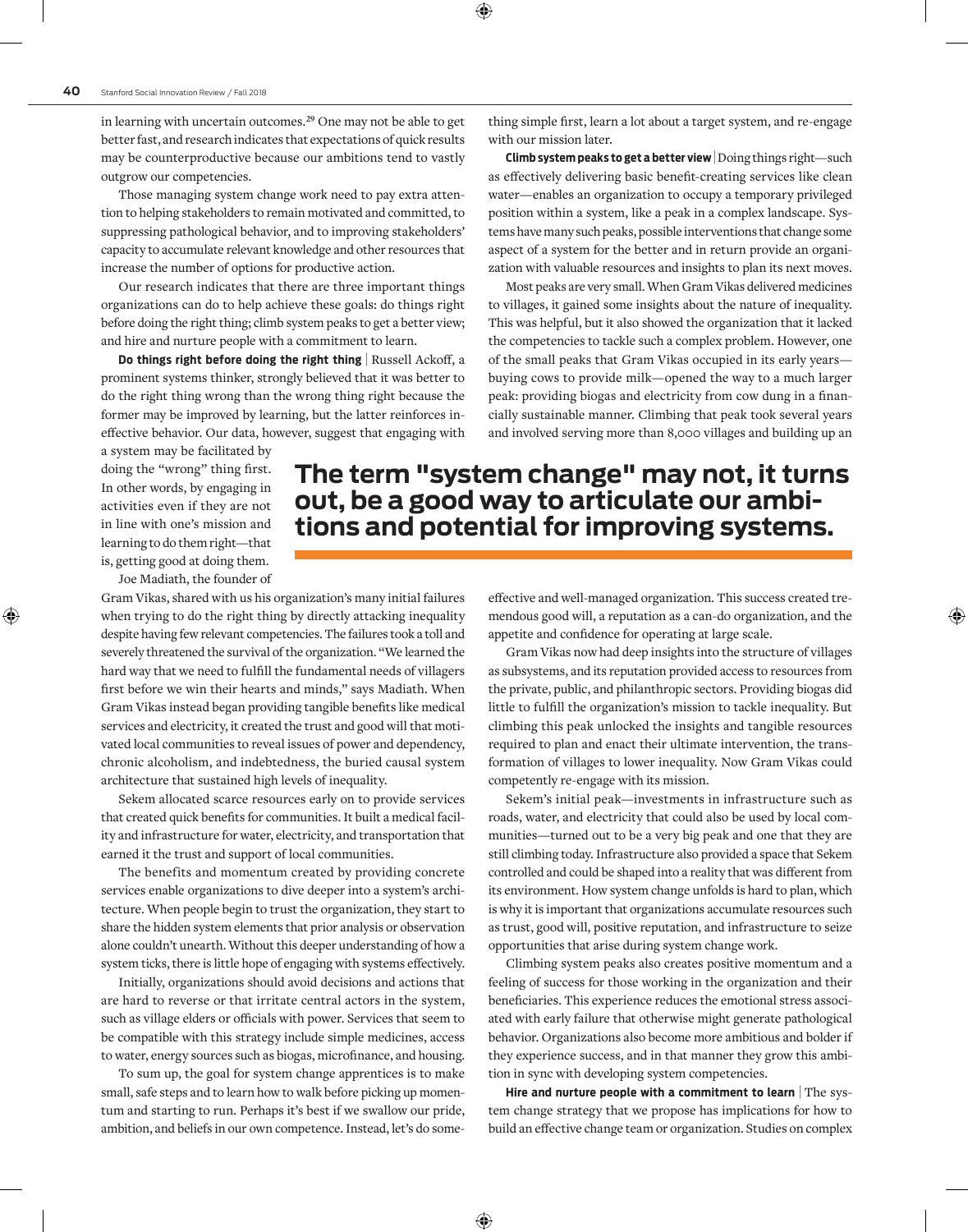in learning with uncertain outcomes.[29] One may not be able to get better fast, and research indicates that expectations of quick results may be counterproductive because our ambitions tend to vastly outgrow our competencies.

Those managing system change work need to pay extra attention to helping stakeholders to remain motivated and committed, to suppressing pathological behavior, and to improving stakeholders' capacity to accumulate relevant knowledge and other resources that increase the number of options for productive action.

Our research indicates that there are three important things organizations can do to help achieve these goals: do things right before doing the right thing; climb system peaks to get a better view; and hire and nurture people with a commitment to learn.

**Do things right before doing the right thing** | Russell Ackoff, a prominent systems thinker, strongly believed that it was better to do the right thing wrong than the wrong thing right because the former may be improved by learning, but the latter reinforces ineffective behavior. Our data, however, suggest that engaging with a system may be facilitated by doing the "wrong" thing first. In other words, by engaging in activities even if they are not in line with one's mission and learning to do them right—that is, getting good at doing them.

Joe Madiath, the founder of Gram Vikas, shared with us his organization's many initial failures when trying to do the right thing by directly attacking inequality despite having few relevant competencies. The failures took a toll and severely threatened the survival of the organization. "We learned the hard way that we need to fulfill the fundamental needs of villagers first before we win their hearts and minds," says Madiath. When Gram Vikas instead began providing tangible benefits like medical services and electricity, it created the trust and good will that motivated local communities to reveal issues of power and dependency, chronic alcoholism, and indebtedness, the buried causal system architecture that sustained high levels of inequality.

Sekem allocated scarce resources early on to provide services that created quick benefits for communities. It built a medical facility and infrastructure for water, electricity, and transportation that earned it the trust and support of local communities.

The benefits and momentum created by providing concrete services enable organizations to dive deeper into a system's architecture. When people begin to trust the organization, they start to share the hidden system elements that prior analysis or observation alone couldn't unearth. Without this deeper understanding of how a system ticks, there is little hope of engaging with systems effectively.

Initially, organizations should avoid decisions and actions that are hard to reverse or that irritate central actors in the system, such as village elders or officials with power. Services that seem to be compatible with this strategy include simple medicines, access to water, energy sources such as biogas, microfinance, and housing.

To sum up, the goal for system change apprentices is to make small, safe steps and to learn how to walk before picking up momentum and starting to run. Perhaps it's best if we swallow our pride, ambition, and beliefs in our own competence. Instead, let's do something simple first, learn a lot about a target system, and re-engage with our mission later.

**Climb system peaks to get a better view** | Doing things right—such as effectively delivering basic benefit-creating services like clean water—enables an organization to occupy a temporary privileged position within a system, like a peak in a complex landscape. Systems have many such peaks, possible interventions that change some aspect of a system for the better and in return provide an organization with valuable resources and insights to plan its next moves.

Most peaks are very small. When Gram Vikas delivered medicines to villages, it gained some insights about the nature of inequality. This was helpful, but it also showed the organization that it lacked the competencies to tackle such a complex problem. However, one of the small peaks that Gram Vikas occupied in its early years—buying cows to provide milk—opened the way to a much larger peak: providing biogas and electricity from cow dung in a financially sustainable manner. Climbing that peak took several years and involved serving more than 8,000 villages and building up an effective and well-managed organization. This success created tremendous good will, a reputation as a can-do organization, and the appetite and confidence for operating at large scale.

**The term "system change" may not, it turns out, be a good way to articulate our ambitions and potential for improving systems.**

Gram Vikas now had deep insights into the structure of villages as subsystems, and its reputation provided access to resources from the private, public, and philanthropic sectors. Providing biogas did little to fulfill the organization's mission to tackle inequality. But climbing this peak unlocked the insights and tangible resources required to plan and enact their ultimate intervention, the transformation of villages to lower inequality. Now Gram Vikas could competently re-engage with its mission.

Sekem's initial peak—investments in infrastructure such as roads, water, and electricity that could also be used by local communities—turned out to be a very big peak and one that they are still climbing today. Infrastructure also provided a space that Sekem controlled and could be shaped into a reality that was different from its environment. How system change unfolds is hard to plan, which is why it is important that organizations accumulate resources such as trust, good will, positive reputation, and infrastructure to seize opportunities that arise during system change work.

Climbing system peaks also creates positive momentum and a feeling of success for those working in the organization and their beneficiaries. This experience reduces the emotional stress associated with early failure that otherwise might generate pathological behavior. Organizations also become more ambitious and bolder if they experience success, and in that manner they grow this ambition in sync with developing system competencies.

**Hire and nurture people with a commitment to learn** | The system change strategy that we propose has implications for how to build an effective change team or organization. Studies on complex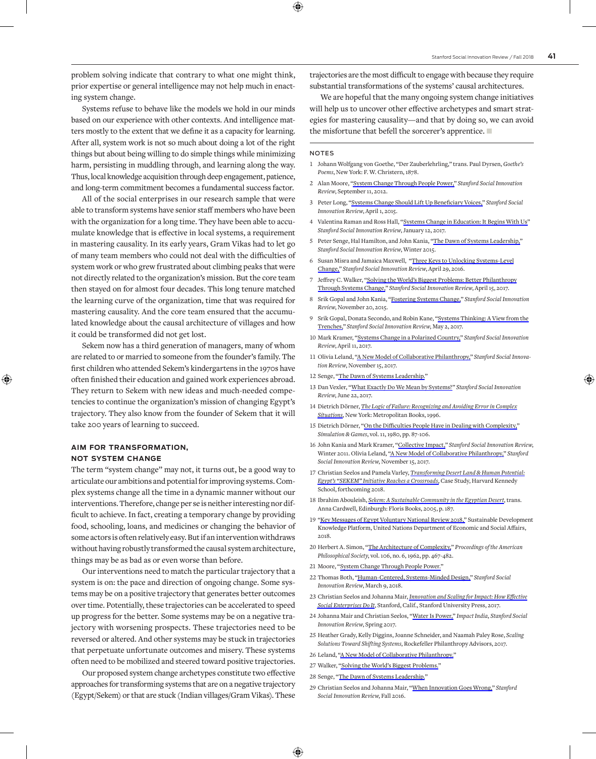problem solving indicate that contrary to what one might think, prior expertise or general intelligence may not help much in enacting system change.

Systems refuse to behave like the models we hold in our minds based on our experience with other contexts. And intelligence matters mostly to the extent that we define it as a capacity for learning. After all, system work is not so much about doing a lot of the right things but about being willing to do simple things while minimizing harm, persisting in muddling through, and learning along the way. Thus, local knowledge acquisition through deep engagement, patience, and long-term commitment becomes a fundamental success factor.

All of the social enterprises in our research sample that were able to transform systems have senior staff members who have been with the organization for a long time. They have been able to accumulate knowledge that is effective in local systems, a requirement in mastering causality. In its early years, Gram Vikas had to let go of many team members who could not deal with the difficulties of system work or who grew frustrated about climbing peaks that were not directly related to the organization's mission. But the core team then stayed on for almost four decades. This long tenure matched the learning curve of the organization, time that was required for mastering causality. And the core team ensured that the accumulated knowledge about the causal architecture of villages and how it could be transformed did not get lost.

Sekem now has a third generation of managers, many of whom are related to or married to someone from the founder's family. The first children who attended Sekem's kindergartens in the 1970s have often finished their education and gained work experiences abroad. They return to Sekem with new ideas and much-needed competencies to continue the organization's mission of changing Egypt's trajectory. They also know from the founder of Sekem that it will take 200 years of learning to succeed.

## AIM FOR TRANSFORMATION, NOT SYSTEM CHANGE

The term "system change" may not, it turns out, be a good way to articulate our ambitions and potential for improving systems. Complex systems change all the time in a dynamic manner without our interventions. Therefore, change per se is neither interesting nor difficult to achieve. In fact, creating a temporary change by providing food, schooling, loans, and medicines or changing the behavior of some actors is often relatively easy. But if an intervention withdraws without having robustly transformed the causal system architecture, things may be as bad as or even worse than before.

Our interventions need to match the particular trajectory that a system is on: the pace and direction of ongoing change. Some systems may be on a positive trajectory that generates better outcomes over time. Potentially, these trajectories can be accelerated to speed up progress for the better. Some systems may be on a negative trajectory with worsening prospects. These trajectories need to be reversed or altered. And other systems may be stuck in trajectories that perpetuate unfortunate outcomes and misery. These systems often need to be mobilized and steered toward positive trajectories.

Our proposed system change archetypes constitute two effective approaches for transforming systems that are on a negative trajectory (Egypt/Sekem) or that are stuck (Indian villages/Gram Vikas). These trajectories are the most difficult to engage with because they require substantial transformations of the systems' causal architectures.

We are hopeful that the many ongoing system change initiatives will help us to uncover other effective archetypes and smart strategies for mastering causality—and that by doing so, we can avoid the misfortune that befell the sorcerer's apprentice.

### NOTES

1 Johann Wolfgang von Goethe, "Der Zauberlehrling," trans. Paul Dyrsen, *Goethe's Poems*, New York: F. W. Christern, 1878.

2 Alan Moore, "System Change Through People Power," *Stanford Social Innovation Review*, September 11, 2012.

3 Peter Long, "Systems Change Should Lift Up Beneficiary Voices," *Stanford Social Innovation Review*, April 1, 2015.

4 Valentina Raman and Ross Hall, "Systems Change in Education: It Begins With Us" *Stanford Social Innovation Review*, January 12, 2017.

5 Peter Senge, Hal Hamilton, and John Kania, "The Dawn of Systems Leadership," *Stanford Social Innovation Review*, Winter 2015.

6 Susan Misra and Jamaica Maxwell, "Three Keys to Unlocking Systems-Level Change," *Stanford Social Innovation Review*, April 29, 2016.

7 Jeffrey C. Walker, "Solving the World's Biggest Problems: Better Philanthropy Through Systems Change," *Stanford Social Innovation Review*, April 15, 2017.

8 Srik Gopal and John Kania, "Fostering Systems Change," *Stanford Social Innovation Review*, November 20, 2015.

9 Srik Gopal, Donata Secondo, and Robin Kane, "Systems Thinking: A View from the Trenches," *Stanford Social Innovation Review*, May 2, 2017.

10 Mark Kramer, "Systems Change in a Polarized Country," *Stanford Social Innovation Review*, April 11, 2017.

11 Olivia Leland, "A New Model of Collaborative Philanthropy," *Stanford Social Innovation Review*, November 15, 2017.

12 Senge, "The Dawn of Systems Leadership."

13 Dan Vexler, "What Exactly Do We Mean by Systems?" *Stanford Social Innovation Review*, June 22, 2017.

14 Dietrich Dörner, *The Logic of Failure: Recognizing and Avoiding Error in Complex Situations*, New York: Metropolitan Books, 1996.

15 Dietrich Dörner, "On the Difficulties People Have in Dealing with Complexity," *Simulation & Games*, vol. 11, 1980, pp. 87-106.

16 John Kania and Mark Kramer, "Collective Impact," *Stanford Social Innovation Review*, Winter 2011. Olivia Leland, "A New Model of Collaborative Philanthropy," *Stanford Social Innovation Review*, November 15, 2017.

17 Christian Seelos and Pamela Varley, *Transforming Desert Land & Human Potential: Egypt's "SEKEM" Initiative Reaches a Crossroads*, Case Study, Harvard Kennedy School, forthcoming 2018.

18 Ibrahim Abouleish, *Sekem: A Sustainable Community in the Egyptian Desert*, trans. Anna Cardwell, Edinburgh: Floris Books, 2005, p. 187.

19 "Key Messages of Egypt Voluntary National Review 2018," Sustainable Development Knowledge Platform, United Nations Department of Economic and Social Affairs, 2018.

20 Herbert A. Simon, "The Architecture of Complexity," *Proceedings of the American Philosophical Society*, vol. 106, no. 6, 1962, pp. 467-482.

21 Moore, "System Change Through People Power."

22 Thomas Both, "Human-Centered, Systems-Minded Design," *Stanford Social Innovation Review*, March 9, 2018.

23 Christian Seelos and Johanna Mair, *Innovation and Scaling for Impact: How Effective Social Enterprises Do It*, Stanford, Calif., Stanford University Press, 2017.

24 Johanna Mair and Christian Seelos, "Water Is Power," *Impact India, Stanford Social Innovation Review*, Spring 2017.

25 Heather Grady, Kelly Diggins, Joanne Schneider, and Naamah Paley Rose, *Scaling Solutions Toward Shifting Systems*, Rockefeller Philanthropy Advisors, 2017.

26 Leland, "A New Model of Collaborative Philanthropy."

27 Walker, "Solving the World's Biggest Problems."

28 Senge, "The Dawn of Systems Leadership."

29 Christian Seelos and Johanna Mair, "When Innovation Goes Wrong," *Stanford Social Innovation Review*, Fall 2016.